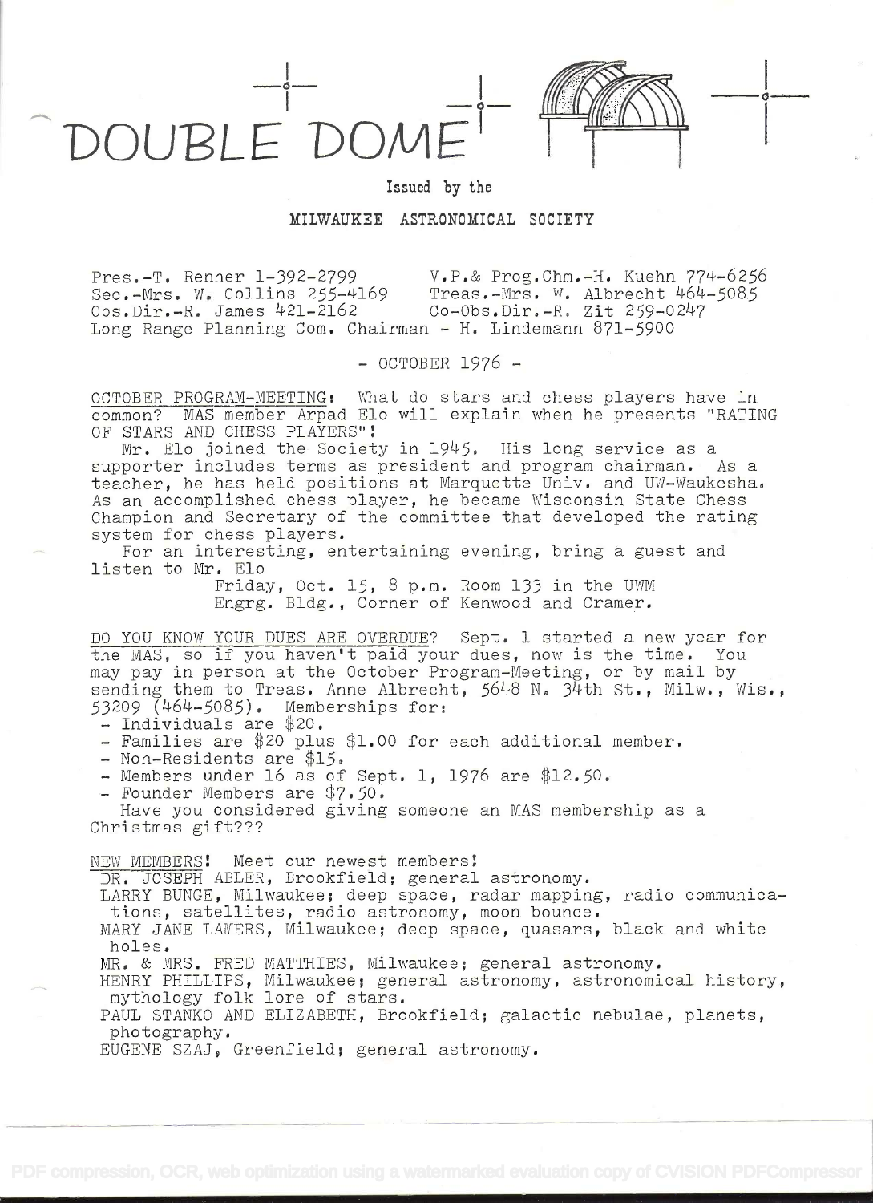# DOUBLE DOME

Issued by the

MILWAUKEE ASTRONOMICAL SOCIETY

Pres.-T. Renner 1-392-2799 V.P.& Prog.Chm.-H. Kuehn 774-6256
Sec.-Mrs. W. Collins 255-4169 Treas.-Mrs. W. Albrecht 464-5085
Obs.Dir.-R. James 421-2162 Co-Obs.Dir.-R. Zit 259-0247
Long Range Planning Com. Chairman - H. Lindemann 871-5900

\- OCTOBER 1976 -

OCTOBER PROGRAM-MEETING: What do stars and chess players have in common? MAS member Arpad Elo will explain when he presents "RATING OF STARS AND CHESS PLAYERS"!

Mr. Elo joined the Society in 1945. His long service as a supporter includes terms as president and program chairman. As a teacher, he has held positions at Marquette Univ. and UW-Waukesha. As an accomplished chess player, he became Wisconsin State Chess Champion and Secretary of the committee that developed the rating system for chess players.

For an interesting, entertaining evening, bring a guest and listen to Mr. Elo

Friday, Oct. 15, 8 p.m. Room 133 in the UWM
Engrg. Bldg., Corner of Kenwood and Cramer.

DO YOU KNOW YOUR DUES ARE OVERDUE? Sept. 1 started a new year for the MAS, so if you haven't paid your dues, now is the time. You may pay in person at the October Program-Meeting, or by mail by sending them to Treas. Anne Albrecht, 5648 N. 34th St., Milw., Wis., 53209 (464-5085). Memberships for:

- Individuals are $20.
- Families are $20 plus $1.00 for each additional member.
- Non-Residents are $15.
- Members under 16 as of Sept. 1, 1976 are $12.50.
- Founder Members are $7.50.

Have you considered giving someone an MAS membership as a Christmas gift???

NEW MEMBERS! Meet our newest members!

DR. JOSEPH ABLER, Brookfield; general astronomy.
LARRY BUNGE, Milwaukee; deep space, radar mapping, radio communications, satellites, radio astronomy, moon bounce.
MARY JANE LAMERS, Milwaukee; deep space, quasars, black and white holes.
MR. & MRS. FRED MATTHIES, Milwaukee; general astronomy.
HENRY PHILLIPS, Milwaukee; general astronomy, astronomical history, mythology folk lore of stars.
PAUL STANKO AND ELIZABETH, Brookfield; galactic nebulae, planets, photography.
EUGENE SZAJ, Greenfield; general astronomy.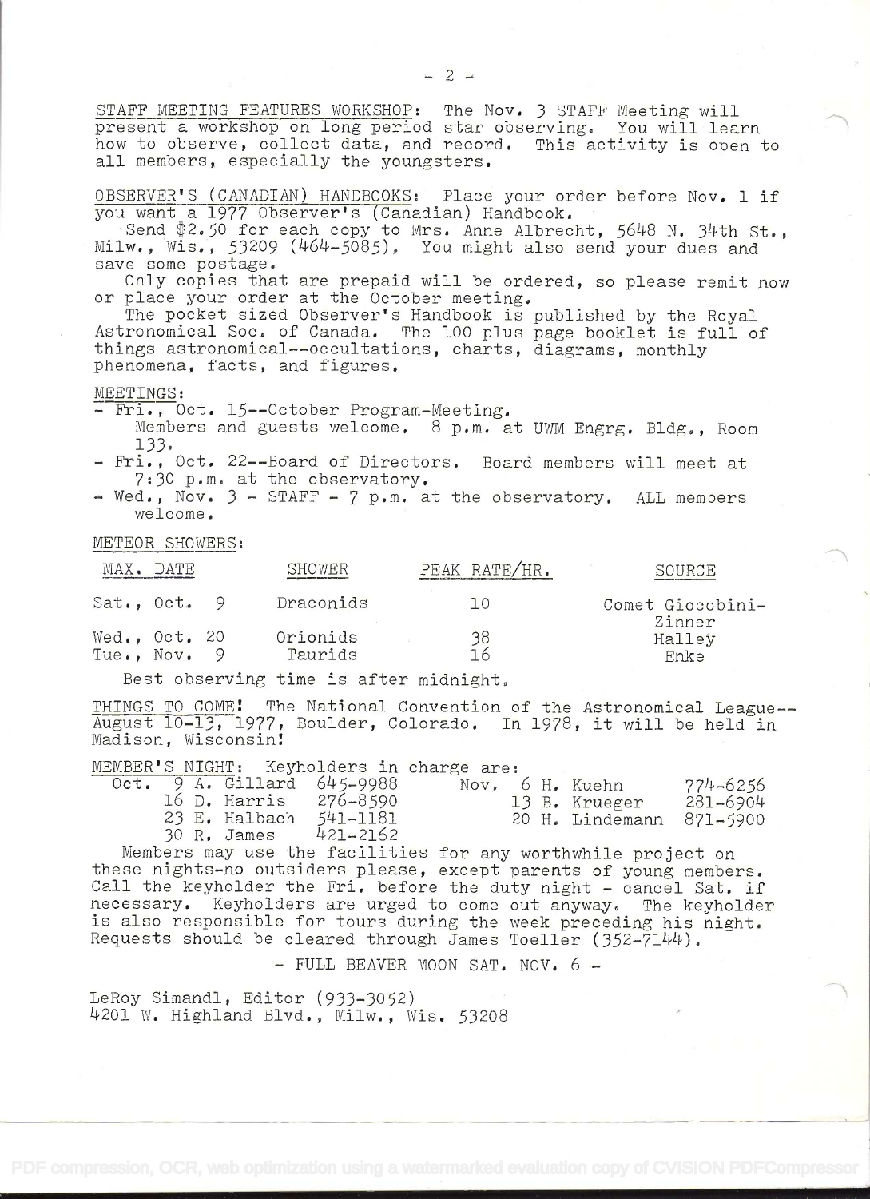STAFF MEETING FEATURES WORKSHOP: The Nov. 3 STAFF Meeting will present a workshop on long period star observing. You will learn how to observe, collect data, and record. This activity is open to all members, especially the youngsters.

OBSERVER'S (CANADIAN) HANDBOOKS: Place your order before Nov. 1 if you want a 1977 Observer's (Canadian) Handbook.

Send $2.50 for each copy to Mrs. Anne Albrecht, 5648 N. 34th St., Milw., Wis., 53209 (464-5085). You might also send your dues and save some postage.

Only copies that are prepaid will be ordered, so please remit now or place your order at the October meeting.

The pocket sized Observer's Handbook is published by the Royal Astronomical Soc. of Canada. The 100 plus page booklet is full of things astronomical--occultations, charts, diagrams, monthly phenomena, facts, and figures.

MEETINGS:

- Fri., Oct. 15--October Program-Meeting. Members and guests welcome. 8 p.m. at UWM Engrg. Bldg., Room 133.
- Fri., Oct. 22--Board of Directors. Board members will meet at 7:30 p.m. at the observatory.
- Wed., Nov. 3 - STAFF - 7 p.m. at the observatory. ALL members welcome.

METEOR SHOWERS:

| MAX. DATE | SHOWER | PEAK RATE/HR. | SOURCE |
|---|---|---|---|
| Sat., Oct. 9 | Draconids | 10 | Comet Giocobini-Zinner |
| Wed., Oct. 20 | Orionids | 38 | Halley |
| Tue., Nov. 9 | Taurids | 16 | Enke |

Best observing time is after midnight.

THINGS TO COME! The National Convention of the Astronomical League--August 10-13, 1977, Boulder, Colorado. In 1978, it will be held in Madison, Wisconsin!

MEMBER'S NIGHT: Keyholders in charge are:

| | | | | | |
|---|---|---|---|---|---|
| Oct. 9 | A. Gillard | 645-9988 | Nov. 6 | H. Kuehn | 774-6256 |
| 16 | D. Harris | 276-8590 | 13 | B. Krueger | 281-6904 |
| 23 | E. Halbach | 541-1181 | 20 | H. Lindemann | 871-5900 |
| 30 | R. James | 421-2162 | | | |

Members may use the facilities for any worthwhile project on these nights-no outsiders please, except parents of young members. Call the keyholder the Fri. before the duty night - cancel Sat. if necessary. Keyholders are urged to come out anyway. The keyholder is also responsible for tours during the week preceding his night. Requests should be cleared through James Toeller (352-7144).

- FULL BEAVER MOON SAT. NOV. 6 -

LeRoy Simandl, Editor (933-3052)
4201 W. Highland Blvd., Milw., Wis. 53208